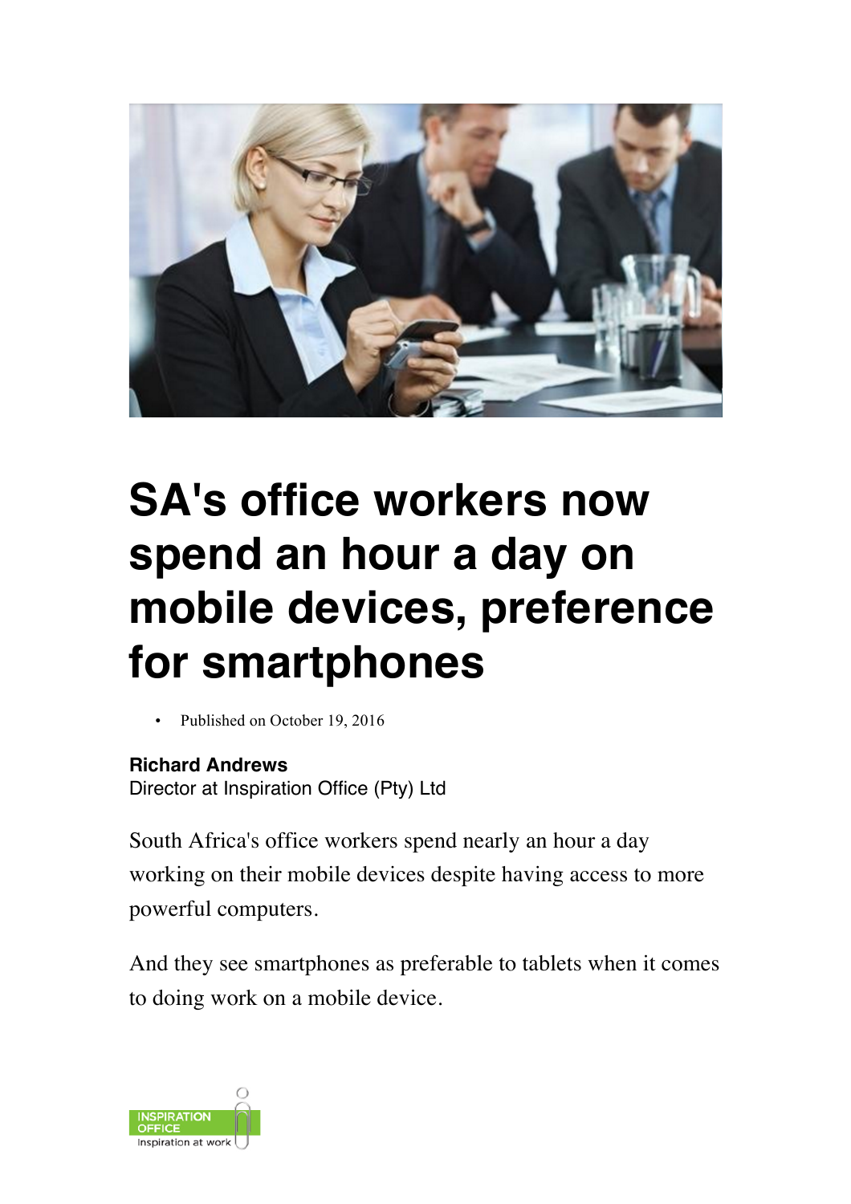# SA's office workers now spend an hour a day on mobile devices, preference for smartphones

- Published on October 19, 2016

**Richard Andrews**
Director at Inspiration Office (Pty) Ltd

South Africa's office workers spend nearly an hour a day working on their mobile devices despite having access to more powerful computers.

And they see smartphones as preferable to tablets when it comes to doing work on a mobile device.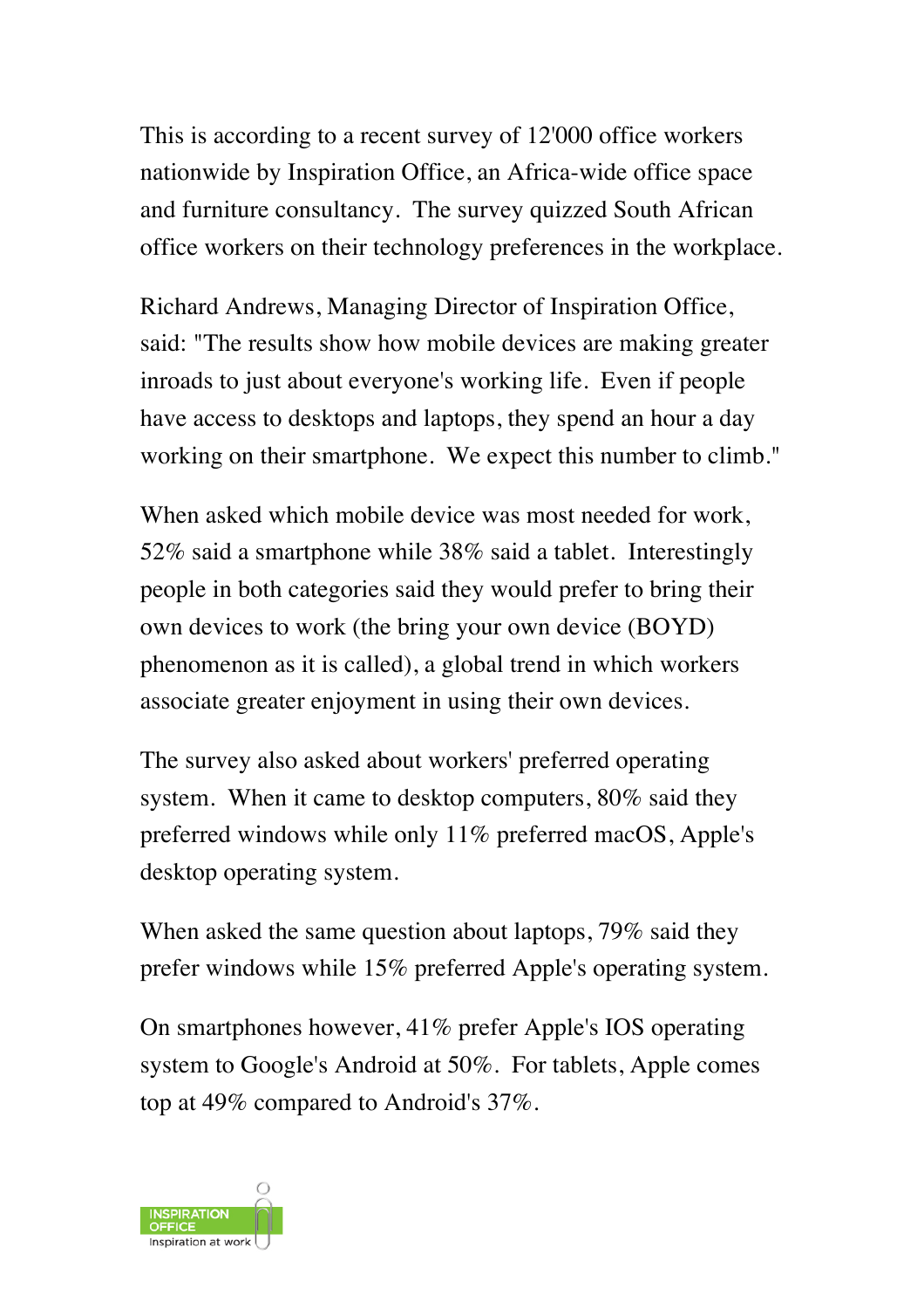This is according to a recent survey of 12'000 office workers nationwide by Inspiration Office, an Africa-wide office space and furniture consultancy. The survey quizzed South African office workers on their technology preferences in the workplace.

Richard Andrews, Managing Director of Inspiration Office, said: "The results show how mobile devices are making greater inroads to just about everyone's working life. Even if people have access to desktops and laptops, they spend an hour a day working on their smartphone. We expect this number to climb."

When asked which mobile device was most needed for work, 52% said a smartphone while 38% said a tablet. Interestingly people in both categories said they would prefer to bring their own devices to work (the bring your own device (BOYD) phenomenon as it is called), a global trend in which workers associate greater enjoyment in using their own devices.

The survey also asked about workers' preferred operating system. When it came to desktop computers, 80% said they preferred windows while only 11% preferred macOS, Apple's desktop operating system.

When asked the same question about laptops, 79% said they prefer windows while 15% preferred Apple's operating system.

On smartphones however, 41% prefer Apple's IOS operating system to Google's Android at 50%. For tablets, Apple comes top at 49% compared to Android's 37%.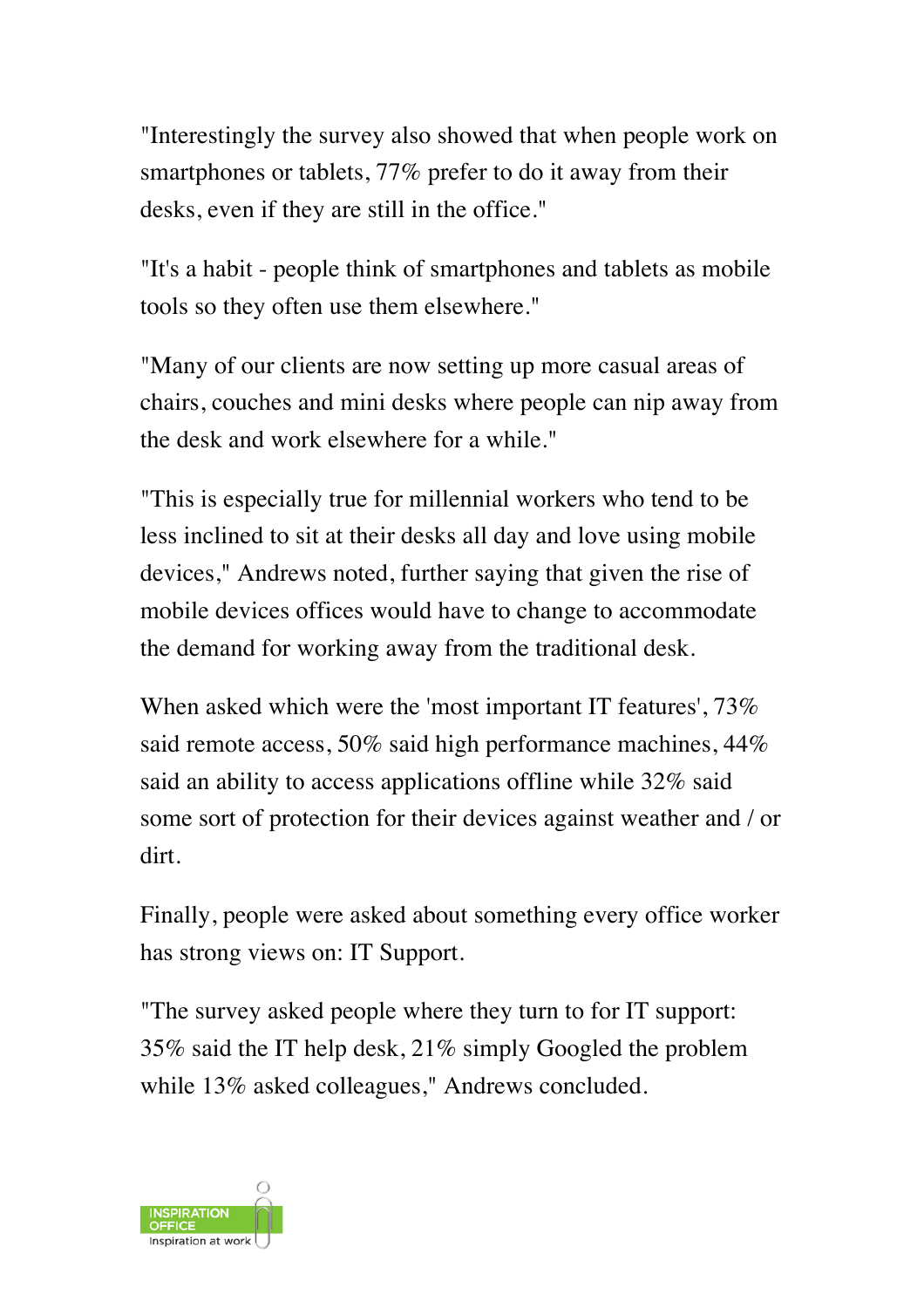"Interestingly the survey also showed that when people work on smartphones or tablets, 77% prefer to do it away from their desks, even if they are still in the office."

"It's a habit - people think of smartphones and tablets as mobile tools so they often use them elsewhere."

"Many of our clients are now setting up more casual areas of chairs, couches and mini desks where people can nip away from the desk and work elsewhere for a while."

"This is especially true for millennial workers who tend to be less inclined to sit at their desks all day and love using mobile devices," Andrews noted, further saying that given the rise of mobile devices offices would have to change to accommodate the demand for working away from the traditional desk.

When asked which were the 'most important IT features', 73% said remote access, 50% said high performance machines, 44% said an ability to access applications offline while 32% said some sort of protection for their devices against weather and / or dirt.

Finally, people were asked about something every office worker has strong views on: IT Support.

"The survey asked people where they turn to for IT support: 35% said the IT help desk, 21% simply Googled the problem while 13% asked colleagues," Andrews concluded.

INSPIRATION OFFICE
Inspiration at work